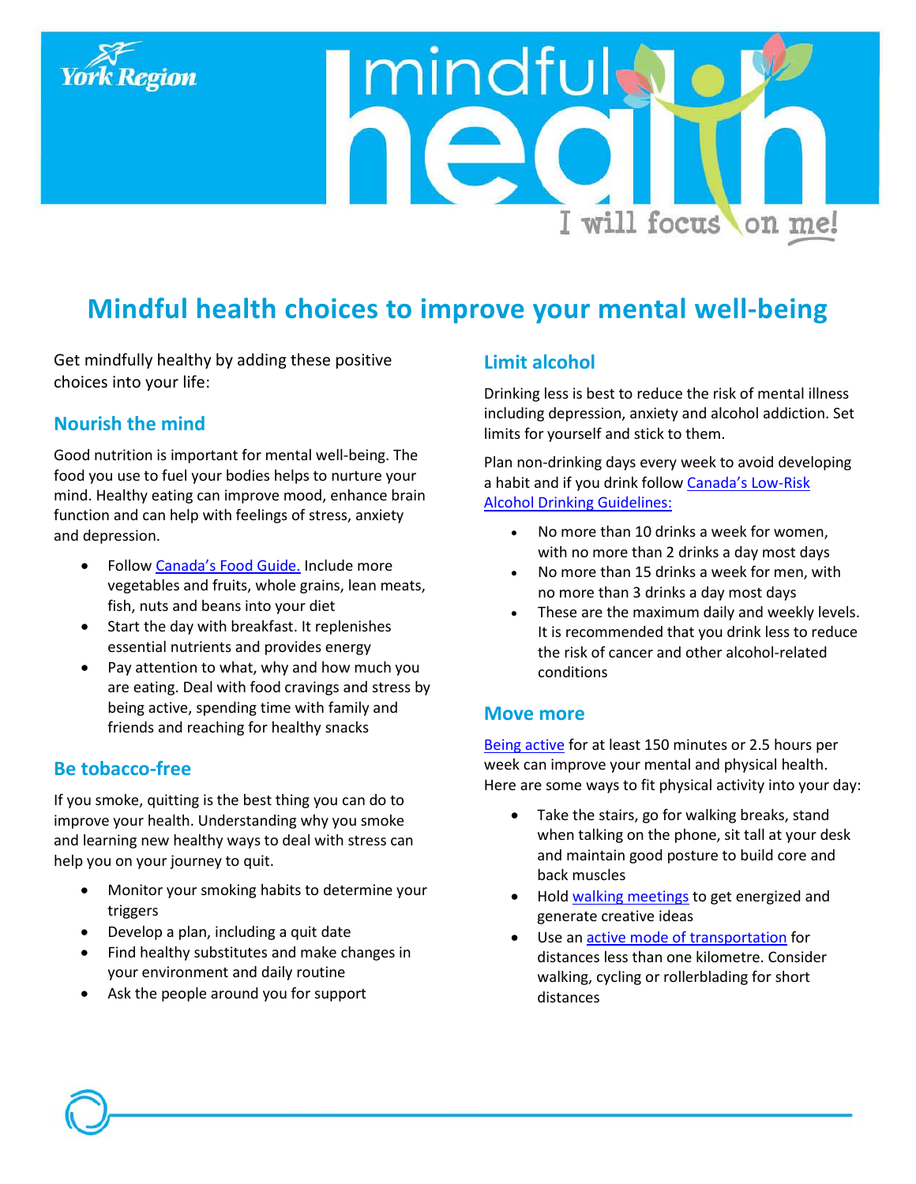York Region

mindful health

I will focus on me!

# Mindful health choices to improve your mental well-being

Get mindfully healthy by adding these positive choices into your life:

## Nourish the mind

Good nutrition is important for mental well-being. The food you use to fuel your bodies helps to nurture your mind. Healthy eating can improve mood, enhance brain function and can help with feelings of stress, anxiety and depression.

- Follow Canada's Food Guide. Include more vegetables and fruits, whole grains, lean meats, fish, nuts and beans into your diet
- Start the day with breakfast. It replenishes essential nutrients and provides energy
- Pay attention to what, why and how much you are eating. Deal with food cravings and stress by being active, spending time with family and friends and reaching for healthy snacks

## Be tobacco-free

If you smoke, quitting is the best thing you can do to improve your health. Understanding why you smoke and learning new healthy ways to deal with stress can help you on your journey to quit.

- Monitor your smoking habits to determine your triggers
- Develop a plan, including a quit date
- Find healthy substitutes and make changes in your environment and daily routine
- Ask the people around you for support

## Limit alcohol

Drinking less is best to reduce the risk of mental illness including depression, anxiety and alcohol addiction. Set limits for yourself and stick to them.

Plan non-drinking days every week to avoid developing a habit and if you drink follow Canada's Low-Risk Alcohol Drinking Guidelines:

- No more than 10 drinks a week for women, with no more than 2 drinks a day most days
- No more than 15 drinks a week for men, with no more than 3 drinks a day most days
- These are the maximum daily and weekly levels. It is recommended that you drink less to reduce the risk of cancer and other alcohol-related conditions

## Move more

Being active for at least 150 minutes or 2.5 hours per week can improve your mental and physical health. Here are some ways to fit physical activity into your day:

- Take the stairs, go for walking breaks, stand when talking on the phone, sit tall at your desk and maintain good posture to build core and back muscles
- Hold walking meetings to get energized and generate creative ideas
- Use an active mode of transportation for distances less than one kilometre. Consider walking, cycling or rollerblading for short distances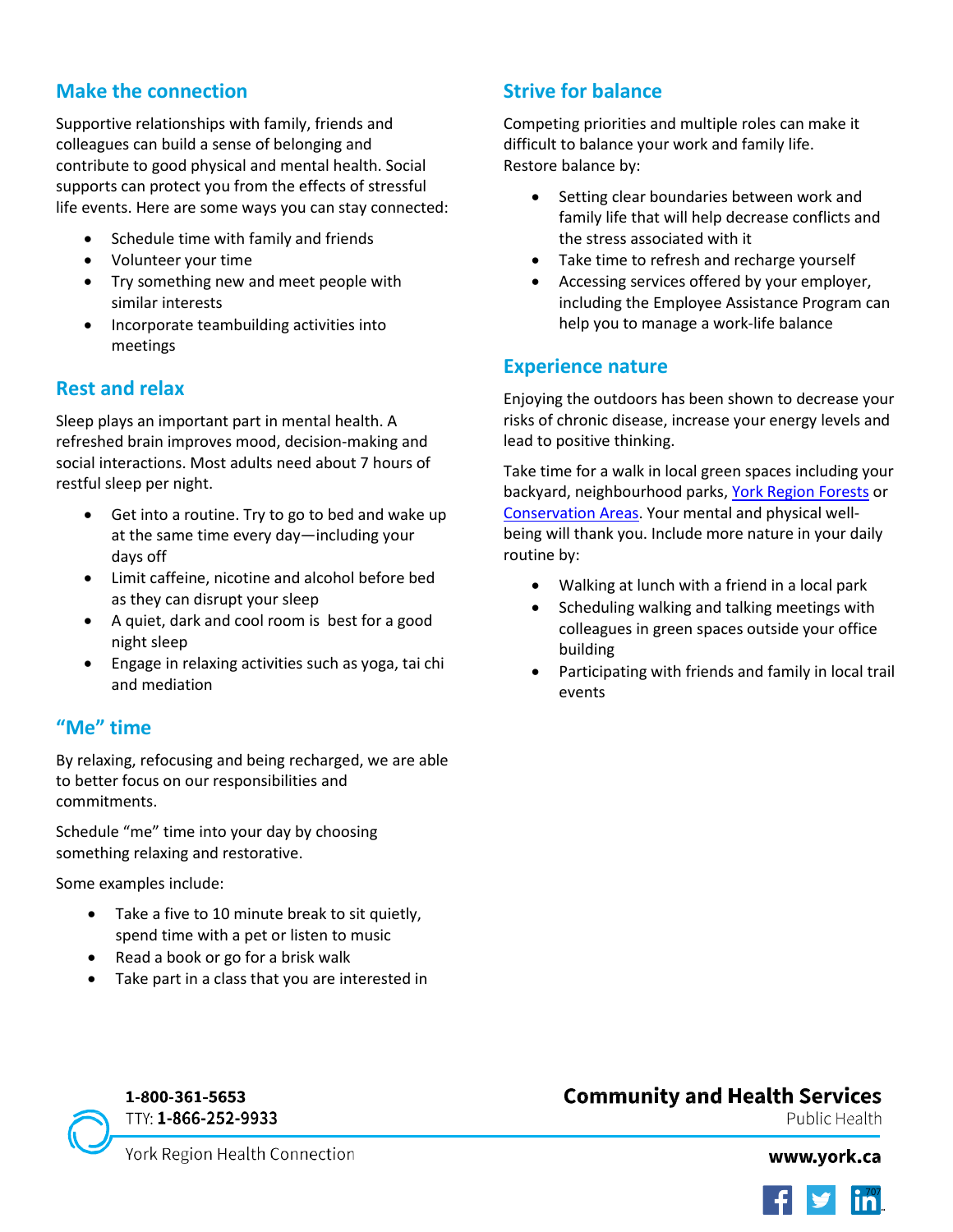## Make the connection

Supportive relationships with family, friends and colleagues can build a sense of belonging and contribute to good physical and mental health. Social supports can protect you from the effects of stressful life events. Here are some ways you can stay connected:

- Schedule time with family and friends
- Volunteer your time
- Try something new and meet people with similar interests
- Incorporate teambuilding activities into meetings

## Rest and relax

Sleep plays an important part in mental health. A refreshed brain improves mood, decision-making and social interactions. Most adults need about 7 hours of restful sleep per night.

- Get into a routine. Try to go to bed and wake up at the same time every day—including your days off
- Limit caffeine, nicotine and alcohol before bed as they can disrupt your sleep
- A quiet, dark and cool room is best for a good night sleep
- Engage in relaxing activities such as yoga, tai chi and mediation

## "Me" time

By relaxing, refocusing and being recharged, we are able to better focus on our responsibilities and commitments.

Schedule "me" time into your day by choosing something relaxing and restorative.

Some examples include:

- Take a five to 10 minute break to sit quietly, spend time with a pet or listen to music
- Read a book or go for a brisk walk
- Take part in a class that you are interested in

## Strive for balance

Competing priorities and multiple roles can make it difficult to balance your work and family life.
Restore balance by:

- Setting clear boundaries between work and family life that will help decrease conflicts and the stress associated with it
- Take time to refresh and recharge yourself
- Accessing services offered by your employer, including the Employee Assistance Program can help you to manage a work-life balance

## Experience nature

Enjoying the outdoors has been shown to decrease your risks of chronic disease, increase your energy levels and lead to positive thinking.

Take time for a walk in local green spaces including your backyard, neighbourhood parks, York Region Forests or Conservation Areas. Your mental and physical well-being will thank you. Include more nature in your daily routine by:

- Walking at lunch with a friend in a local park
- Scheduling walking and talking meetings with colleagues in green spaces outside your office building
- Participating with friends and family in local trail events

1-800-361-5653
TTY: 1-866-252-9933
York Region Health Connection

**Community and Health Services**
Public Health

**www.york.ca**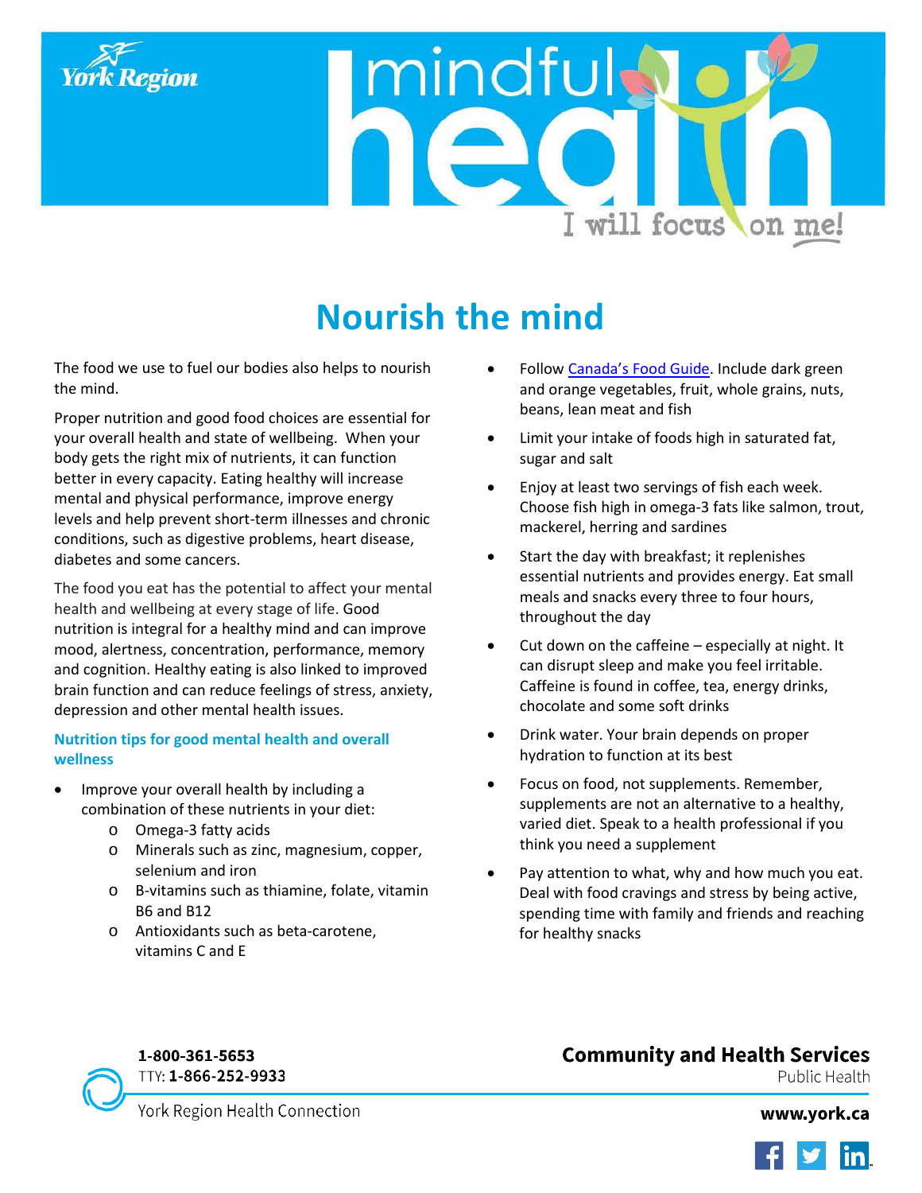# Nourish the mind

The food we use to fuel our bodies also helps to nourish the mind.

Proper nutrition and good food choices are essential for your overall health and state of wellbeing. When your body gets the right mix of nutrients, it can function better in every capacity. Eating healthy will increase mental and physical performance, improve energy levels and help prevent short-term illnesses and chronic conditions, such as digestive problems, heart disease, diabetes and some cancers.

The food you eat has the potential to affect your mental health and wellbeing at every stage of life. Good nutrition is integral for a healthy mind and can improve mood, alertness, concentration, performance, memory and cognition. Healthy eating is also linked to improved brain function and can reduce feelings of stress, anxiety, depression and other mental health issues.

### Nutrition tips for good mental health and overall wellness

- Improve your overall health by including a combination of these nutrients in your diet:
  - Omega-3 fatty acids
  - Minerals such as zinc, magnesium, copper, selenium and iron
  - B-vitamins such as thiamine, folate, vitamin B6 and B12
  - Antioxidants such as beta-carotene, vitamins C and E
- Follow Canada's Food Guide. Include dark green and orange vegetables, fruit, whole grains, nuts, beans, lean meat and fish
- Limit your intake of foods high in saturated fat, sugar and salt
- Enjoy at least two servings of fish each week. Choose fish high in omega-3 fats like salmon, trout, mackerel, herring and sardines
- Start the day with breakfast; it replenishes essential nutrients and provides energy. Eat small meals and snacks every three to four hours, throughout the day
- Cut down on the caffeine – especially at night. It can disrupt sleep and make you feel irritable. Caffeine is found in coffee, tea, energy drinks, chocolate and some soft drinks
- Drink water. Your brain depends on proper hydration to function at its best
- Focus on food, not supplements. Remember, supplements are not an alternative to a healthy, varied diet. Speak to a health professional if you think you need a supplement
- Pay attention to what, why and how much you eat. Deal with food cravings and stress by being active, spending time with family and friends and reaching for healthy snacks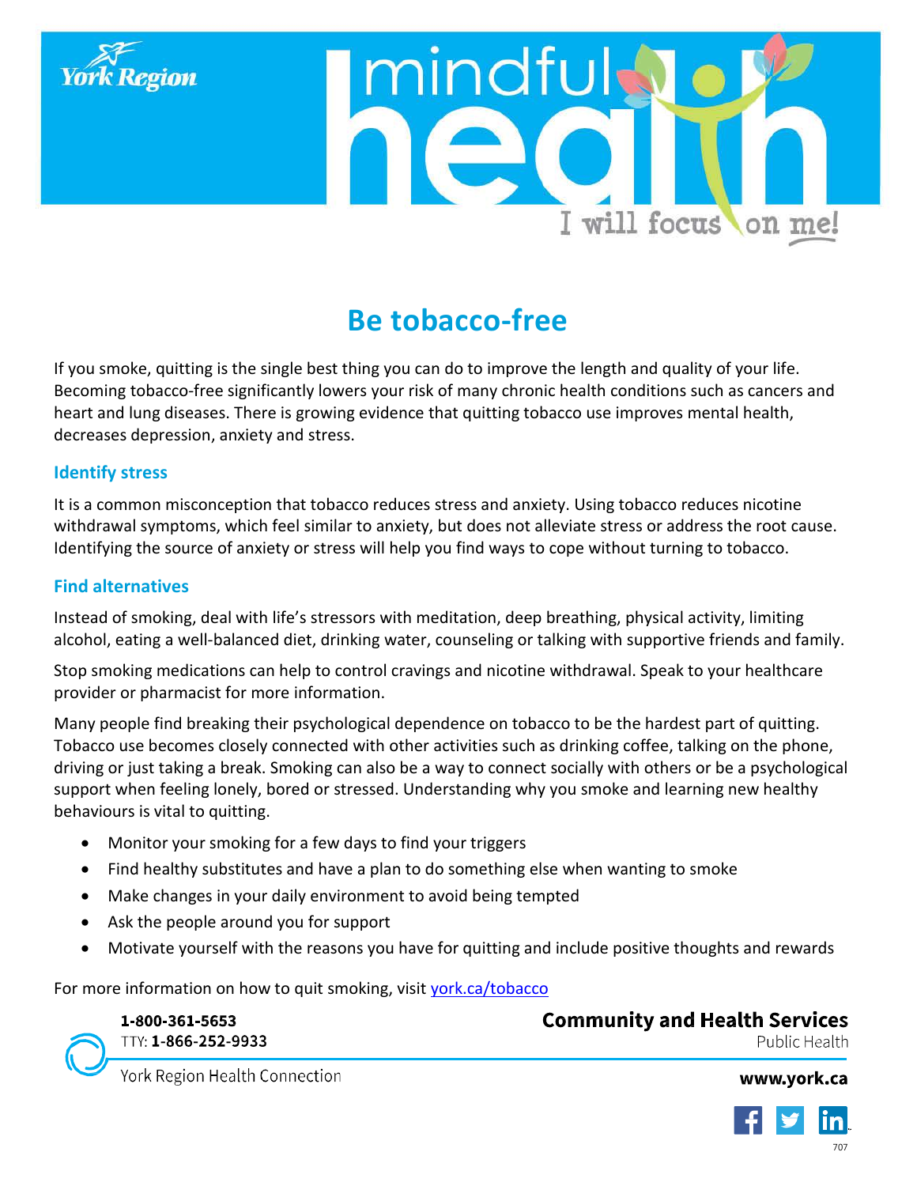# Be tobacco-free

If you smoke, quitting is the single best thing you can do to improve the length and quality of your life. Becoming tobacco-free significantly lowers your risk of many chronic health conditions such as cancers and heart and lung diseases. There is growing evidence that quitting tobacco use improves mental health, decreases depression, anxiety and stress.

## Identify stress

It is a common misconception that tobacco reduces stress and anxiety. Using tobacco reduces nicotine withdrawal symptoms, which feel similar to anxiety, but does not alleviate stress or address the root cause. Identifying the source of anxiety or stress will help you find ways to cope without turning to tobacco.

## Find alternatives

Instead of smoking, deal with life's stressors with meditation, deep breathing, physical activity, limiting alcohol, eating a well-balanced diet, drinking water, counseling or talking with supportive friends and family.

Stop smoking medications can help to control cravings and nicotine withdrawal. Speak to your healthcare provider or pharmacist for more information.

Many people find breaking their psychological dependence on tobacco to be the hardest part of quitting. Tobacco use becomes closely connected with other activities such as drinking coffee, talking on the phone, driving or just taking a break. Smoking can also be a way to connect socially with others or be a psychological support when feeling lonely, bored or stressed. Understanding why you smoke and learning new healthy behaviours is vital to quitting.

- Monitor your smoking for a few days to find your triggers
- Find healthy substitutes and have a plan to do something else when wanting to smoke
- Make changes in your daily environment to avoid being tempted
- Ask the people around you for support
- Motivate yourself with the reasons you have for quitting and include positive thoughts and rewards

For more information on how to quit smoking, visit york.ca/tobacco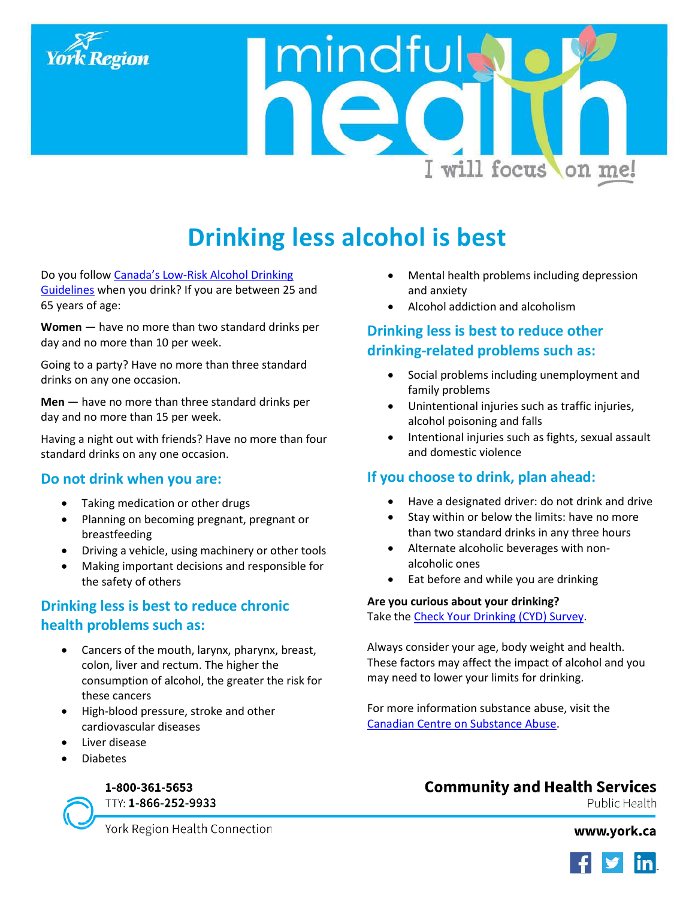# Drinking less alcohol is best

Do you follow [Canada's Low-Risk Alcohol Drinking Guidelines] when you drink? If you are between 25 and 65 years of age:

**Women** — have no more than two standard drinks per day and no more than 10 per week.

Going to a party? Have no more than three standard drinks on any one occasion.

**Men** — have no more than three standard drinks per day and no more than 15 per week.

Having a night out with friends? Have no more than four standard drinks on any one occasion.

## Do not drink when you are:

- Taking medication or other drugs
- Planning on becoming pregnant, pregnant or breastfeeding
- Driving a vehicle, using machinery or other tools
- Making important decisions and responsible for the safety of others

## Drinking less is best to reduce chronic health problems such as:

- Cancers of the mouth, larynx, pharynx, breast, colon, liver and rectum. The higher the consumption of alcohol, the greater the risk for these cancers
- High-blood pressure, stroke and other cardiovascular diseases
- Liver disease
- Diabetes
- Mental health problems including depression and anxiety
- Alcohol addiction and alcoholism

## Drinking less is best to reduce other drinking-related problems such as:

- Social problems including unemployment and family problems
- Unintentional injuries such as traffic injuries, alcohol poisoning and falls
- Intentional injuries such as fights, sexual assault and domestic violence

## If you choose to drink, plan ahead:

- Have a designated driver: do not drink and drive
- Stay within or below the limits: have no more than two standard drinks in any three hours
- Alternate alcoholic beverages with non-alcoholic ones
- Eat before and while you are drinking

**Are you curious about your drinking?**
Take the [Check Your Drinking (CYD) Survey].

Always consider your age, body weight and health. These factors may affect the impact of alcohol and you may need to lower your limits for drinking.

For more information substance abuse, visit the [Canadian Centre on Substance Abuse].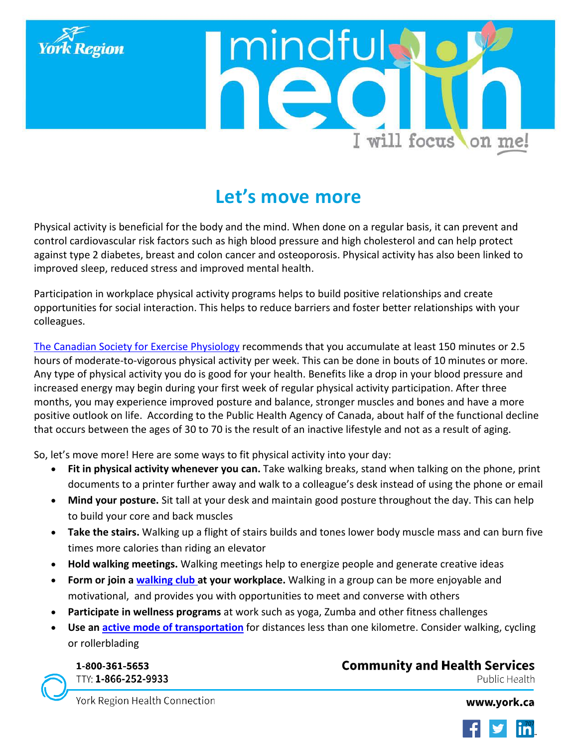# Let's move more

Physical activity is beneficial for the body and the mind. When done on a regular basis, it can prevent and control cardiovascular risk factors such as high blood pressure and high cholesterol and can help protect against type 2 diabetes, breast and colon cancer and osteoporosis. Physical activity has also been linked to improved sleep, reduced stress and improved mental health.

Participation in workplace physical activity programs helps to build positive relationships and create opportunities for social interaction. This helps to reduce barriers and foster better relationships with your colleagues.

The Canadian Society for Exercise Physiology recommends that you accumulate at least 150 minutes or 2.5 hours of moderate-to-vigorous physical activity per week. This can be done in bouts of 10 minutes or more. Any type of physical activity you do is good for your health. Benefits like a drop in your blood pressure and increased energy may begin during your first week of regular physical activity participation. After three months, you may experience improved posture and balance, stronger muscles and bones and have a more positive outlook on life. According to the Public Health Agency of Canada, about half of the functional decline that occurs between the ages of 30 to 70 is the result of an inactive lifestyle and not as a result of aging.

So, let's move more! Here are some ways to fit physical activity into your day:

- **Fit in physical activity whenever you can.** Take walking breaks, stand when talking on the phone, print documents to a printer further away and walk to a colleague's desk instead of using the phone or email
- **Mind your posture.** Sit tall at your desk and maintain good posture throughout the day. This can help to build your core and back muscles
- **Take the stairs.** Walking up a flight of stairs builds and tones lower body muscle mass and can burn five times more calories than riding an elevator
- **Hold walking meetings.** Walking meetings help to energize people and generate creative ideas
- **Form or join a walking club at your workplace.** Walking in a group can be more enjoyable and motivational, and provides you with opportunities to meet and converse with others
- **Participate in wellness programs** at work such as yoga, Zumba and other fitness challenges
- **Use an active mode of transportation** for distances less than one kilometre. Consider walking, cycling or rollerblading

1-800-361-5653
TTY: 1-866-252-9933
York Region Health Connection

Community and Health Services
Public Health
www.york.ca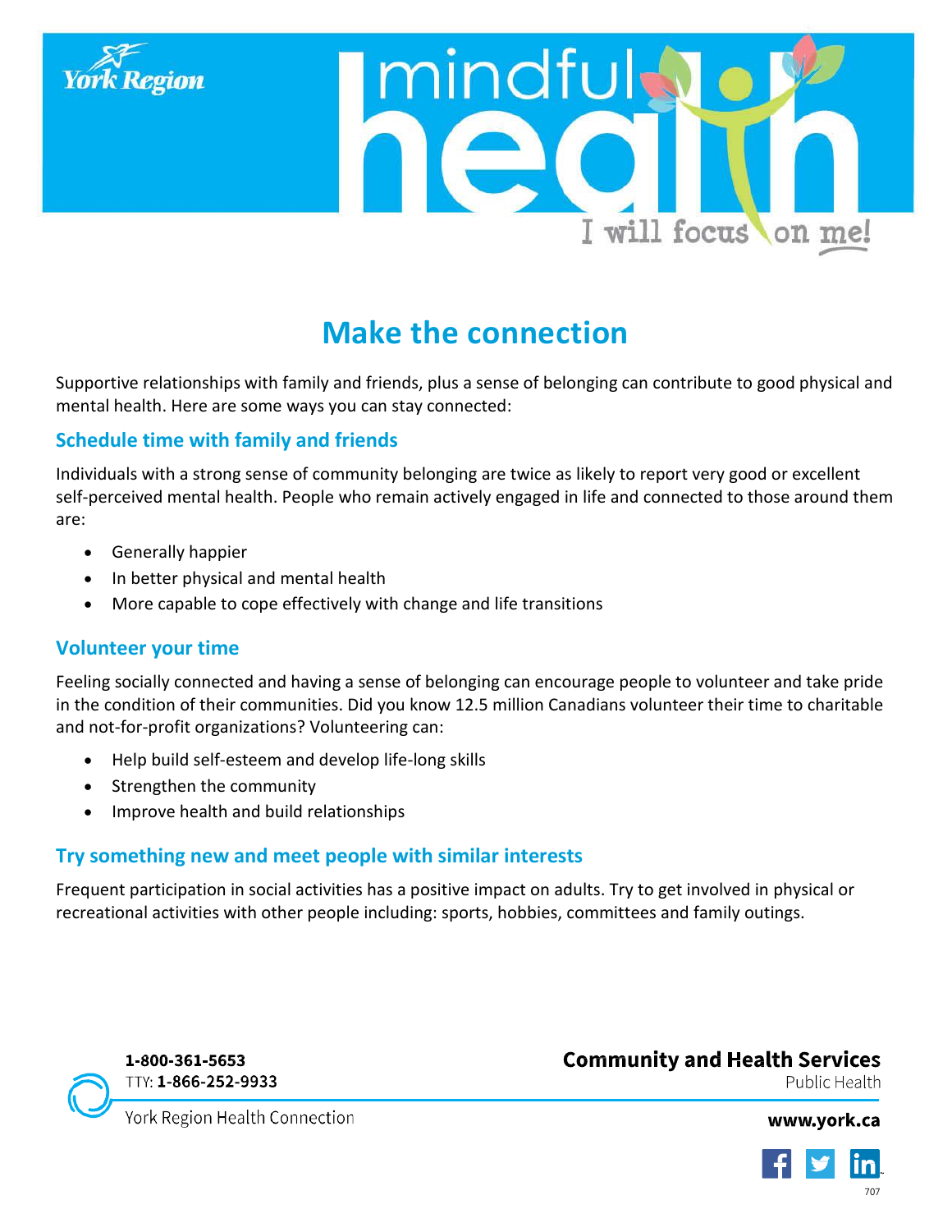# Make the connection

Supportive relationships with family and friends, plus a sense of belonging can contribute to good physical and mental health. Here are some ways you can stay connected:

## Schedule time with family and friends

Individuals with a strong sense of community belonging are twice as likely to report very good or excellent self-perceived mental health. People who remain actively engaged in life and connected to those around them are:

- Generally happier
- In better physical and mental health
- More capable to cope effectively with change and life transitions

## Volunteer your time

Feeling socially connected and having a sense of belonging can encourage people to volunteer and take pride in the condition of their communities. Did you know 12.5 million Canadians volunteer their time to charitable and not-for-profit organizations? Volunteering can:

- Help build self-esteem and develop life-long skills
- Strengthen the community
- Improve health and build relationships

## Try something new and meet people with similar interests

Frequent participation in social activities has a positive impact on adults. Try to get involved in physical or recreational activities with other people including: sports, hobbies, committees and family outings.

**1-800-361-5653**
TTY: **1-866-252-9933**
York Region Health Connection

**Community and Health Services**
Public Health

**www.york.ca**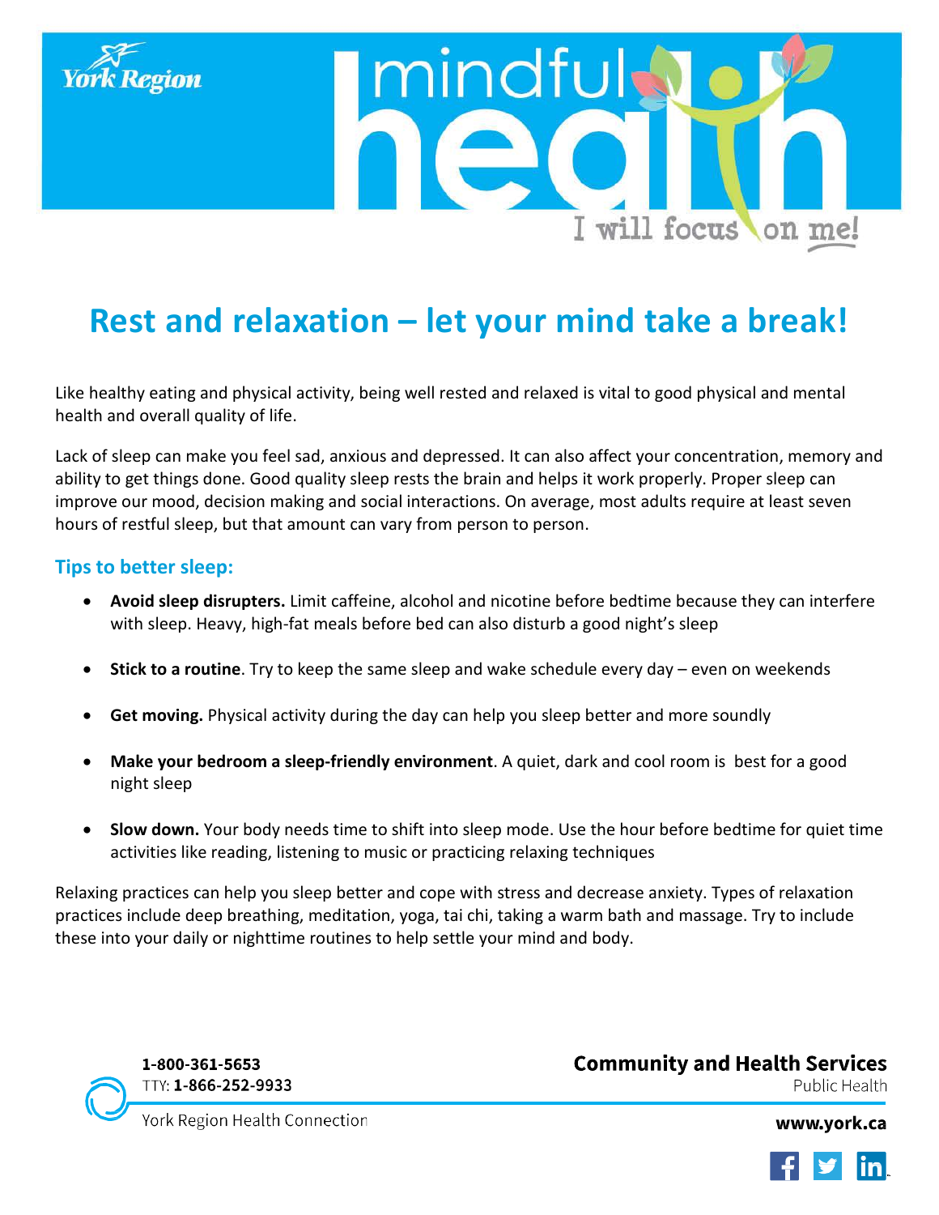York Region

# mindful health

I will focus on me!

## Rest and relaxation – let your mind take a break!

Like healthy eating and physical activity, being well rested and relaxed is vital to good physical and mental health and overall quality of life.

Lack of sleep can make you feel sad, anxious and depressed. It can also affect your concentration, memory and ability to get things done. Good quality sleep rests the brain and helps it work properly. Proper sleep can improve our mood, decision making and social interactions. On average, most adults require at least seven hours of restful sleep, but that amount can vary from person to person.

### Tips to better sleep:

- **Avoid sleep disrupters.** Limit caffeine, alcohol and nicotine before bedtime because they can interfere with sleep. Heavy, high-fat meals before bed can also disturb a good night's sleep
- **Stick to a routine**. Try to keep the same sleep and wake schedule every day – even on weekends
- **Get moving.** Physical activity during the day can help you sleep better and more soundly
- **Make your bedroom a sleep-friendly environment**. A quiet, dark and cool room is best for a good night sleep
- **Slow down.** Your body needs time to shift into sleep mode. Use the hour before bedtime for quiet time activities like reading, listening to music or practicing relaxing techniques

Relaxing practices can help you sleep better and cope with stress and decrease anxiety. Types of relaxation practices include deep breathing, meditation, yoga, tai chi, taking a warm bath and massage. Try to include these into your daily or nighttime routines to help settle your mind and body.

**1-800-361-5653**
TTY: **1-866-252-9933**
York Region Health Connection

**Community and Health Services**
Public Health

**www.york.ca**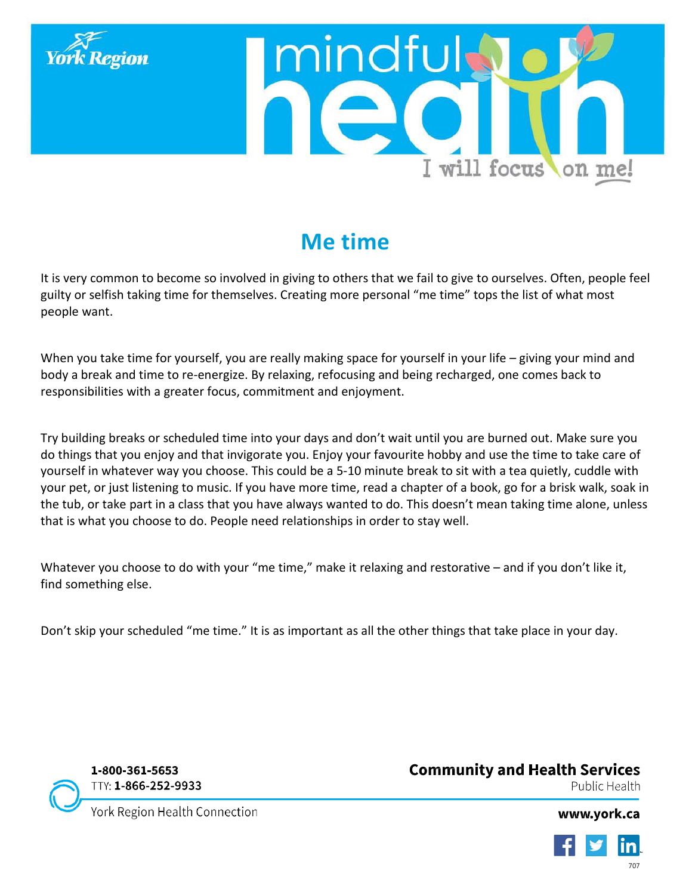# Me time

It is very common to become so involved in giving to others that we fail to give to ourselves. Often, people feel guilty or selfish taking time for themselves. Creating more personal "me time" tops the list of what most people want.

When you take time for yourself, you are really making space for yourself in your life – giving your mind and body a break and time to re-energize. By relaxing, refocusing and being recharged, one comes back to responsibilities with a greater focus, commitment and enjoyment.

Try building breaks or scheduled time into your days and don't wait until you are burned out. Make sure you do things that you enjoy and that invigorate you. Enjoy your favourite hobby and use the time to take care of yourself in whatever way you choose. This could be a 5-10 minute break to sit with a tea quietly, cuddle with your pet, or just listening to music. If you have more time, read a chapter of a book, go for a brisk walk, soak in the tub, or take part in a class that you have always wanted to do. This doesn't mean taking time alone, unless that is what you choose to do. People need relationships in order to stay well.

Whatever you choose to do with your "me time," make it relaxing and restorative – and if you don't like it, find something else.

Don't skip your scheduled "me time." It is as important as all the other things that take place in your day.

**1-800-361-5653**
TTY: **1-866-252-9933**
York Region Health Connection

**Community and Health Services**
Public Health

**www.york.ca**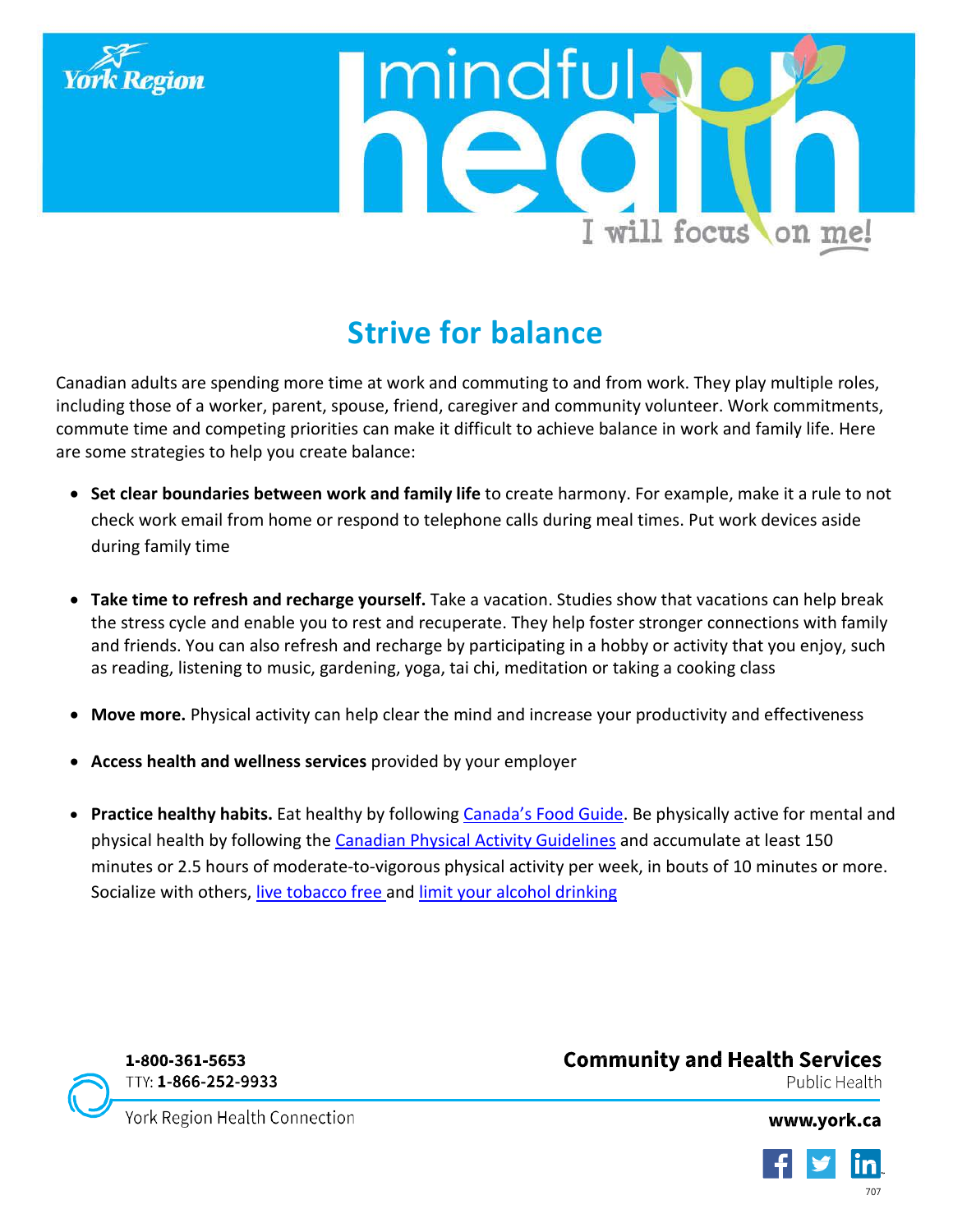# Strive for balance

Canadian adults are spending more time at work and commuting to and from work. They play multiple roles, including those of a worker, parent, spouse, friend, caregiver and community volunteer. Work commitments, commute time and competing priorities can make it difficult to achieve balance in work and family life. Here are some strategies to help you create balance:

- **Set clear boundaries between work and family life** to create harmony. For example, make it a rule to not check work email from home or respond to telephone calls during meal times. Put work devices aside during family time
- **Take time to refresh and recharge yourself.** Take a vacation. Studies show that vacations can help break the stress cycle and enable you to rest and recuperate. They help foster stronger connections with family and friends. You can also refresh and recharge by participating in a hobby or activity that you enjoy, such as reading, listening to music, gardening, yoga, tai chi, meditation or taking a cooking class
- **Move more.** Physical activity can help clear the mind and increase your productivity and effectiveness
- **Access health and wellness services** provided by your employer
- **Practice healthy habits.** Eat healthy by following Canada's Food Guide. Be physically active for mental and physical health by following the Canadian Physical Activity Guidelines and accumulate at least 150 minutes or 2.5 hours of moderate-to-vigorous physical activity per week, in bouts of 10 minutes or more. Socialize with others, live tobacco free and limit your alcohol drinking

1-800-361-5653
TTY: 1-866-252-9933
York Region Health Connection

**Community and Health Services**
Public Health

**www.york.ca**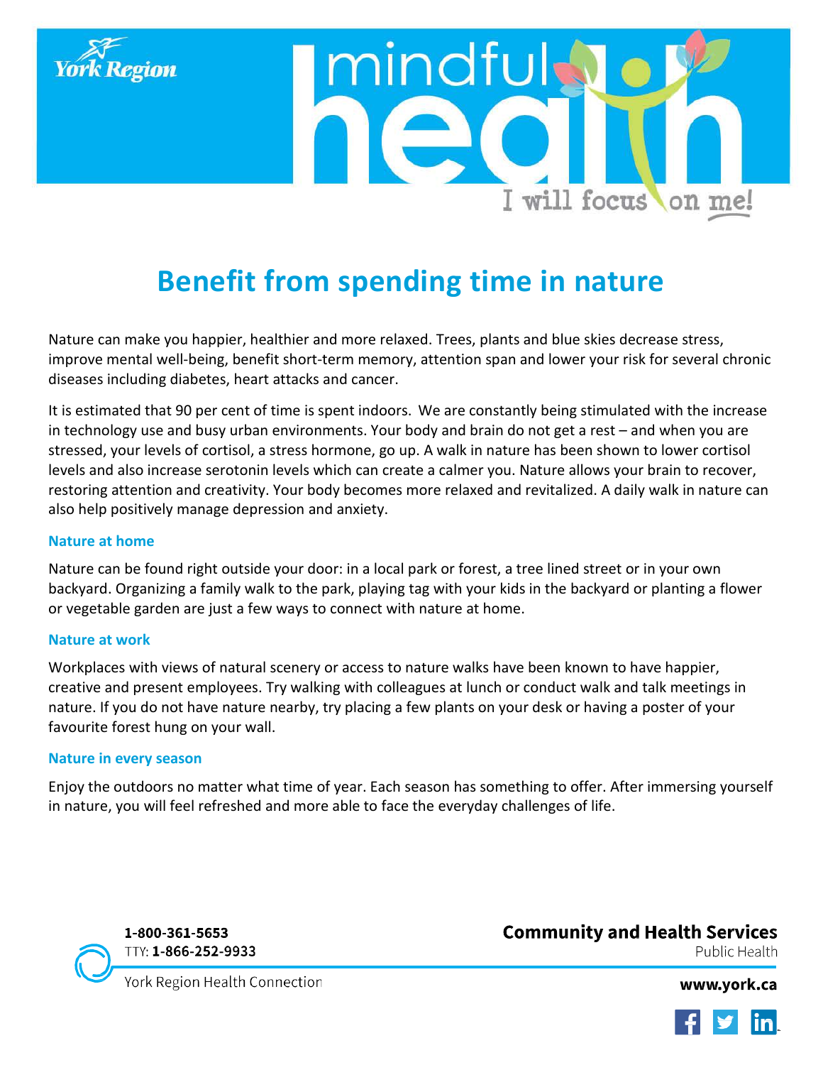York Region

mindful health

I will focus on me!

# Benefit from spending time in nature

Nature can make you happier, healthier and more relaxed. Trees, plants and blue skies decrease stress, improve mental well-being, benefit short-term memory, attention span and lower your risk for several chronic diseases including diabetes, heart attacks and cancer.

It is estimated that 90 per cent of time is spent indoors. We are constantly being stimulated with the increase in technology use and busy urban environments. Your body and brain do not get a rest – and when you are stressed, your levels of cortisol, a stress hormone, go up. A walk in nature has been shown to lower cortisol levels and also increase serotonin levels which can create a calmer you. Nature allows your brain to recover, restoring attention and creativity. Your body becomes more relaxed and revitalized. A daily walk in nature can also help positively manage depression and anxiety.

### Nature at home

Nature can be found right outside your door: in a local park or forest, a tree lined street or in your own backyard. Organizing a family walk to the park, playing tag with your kids in the backyard or planting a flower or vegetable garden are just a few ways to connect with nature at home.

### Nature at work

Workplaces with views of natural scenery or access to nature walks have been known to have happier, creative and present employees. Try walking with colleagues at lunch or conduct walk and talk meetings in nature. If you do not have nature nearby, try placing a few plants on your desk or having a poster of your favourite forest hung on your wall.

### Nature in every season

Enjoy the outdoors no matter what time of year. Each season has something to offer. After immersing yourself in nature, you will feel refreshed and more able to face the everyday challenges of life.

**1-800-361-5653**
TTY: **1-866-252-9933**
York Region Health Connection

**Community and Health Services**
Public Health

**www.york.ca**